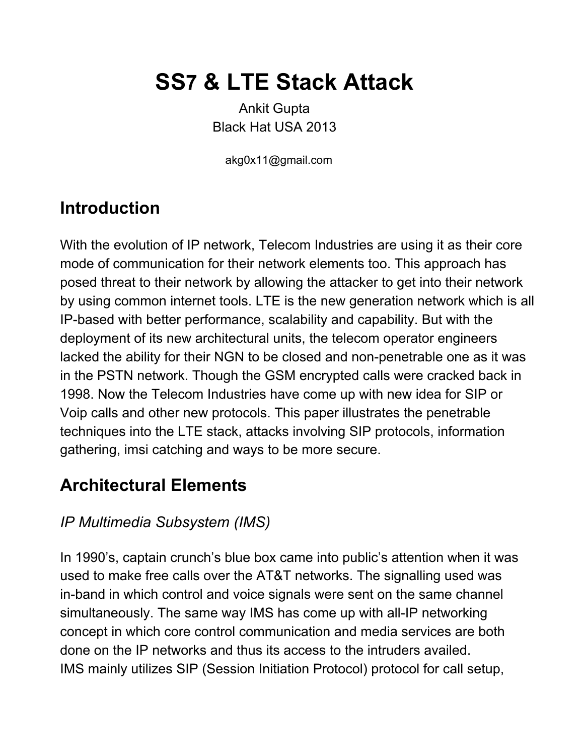# SS7 & LTE Stack Attack

Ankit Gupta
Black Hat USA 2013

akg0x11@gmail.com

## Introduction

With the evolution of IP network, Telecom Industries are using it as their core mode of communication for their network elements too. This approach has posed threat to their network by allowing the attacker to get into their network by using common internet tools. LTE is the new generation network which is all IP-based with better performance, scalability and capability. But with the deployment of its new architectural units, the telecom operator engineers lacked the ability for their NGN to be closed and non-penetrable one as it was in the PSTN network. Though the GSM encrypted calls were cracked back in 1998. Now the Telecom Industries have come up with new idea for SIP or Voip calls and other new protocols. This paper illustrates the penetrable techniques into the LTE stack, attacks involving SIP protocols, information gathering, imsi catching and ways to be more secure.

## Architectural Elements

### *IP Multimedia Subsystem (IMS)*

In 1990's, captain crunch's blue box came into public's attention when it was used to make free calls over the AT&T networks. The signalling used was in-band in which control and voice signals were sent on the same channel simultaneously. The same way IMS has come up with all-IP networking concept in which core control communication and media services are both done on the IP networks and thus its access to the intruders availed.
IMS mainly utilizes SIP (Session Initiation Protocol) protocol for call setup,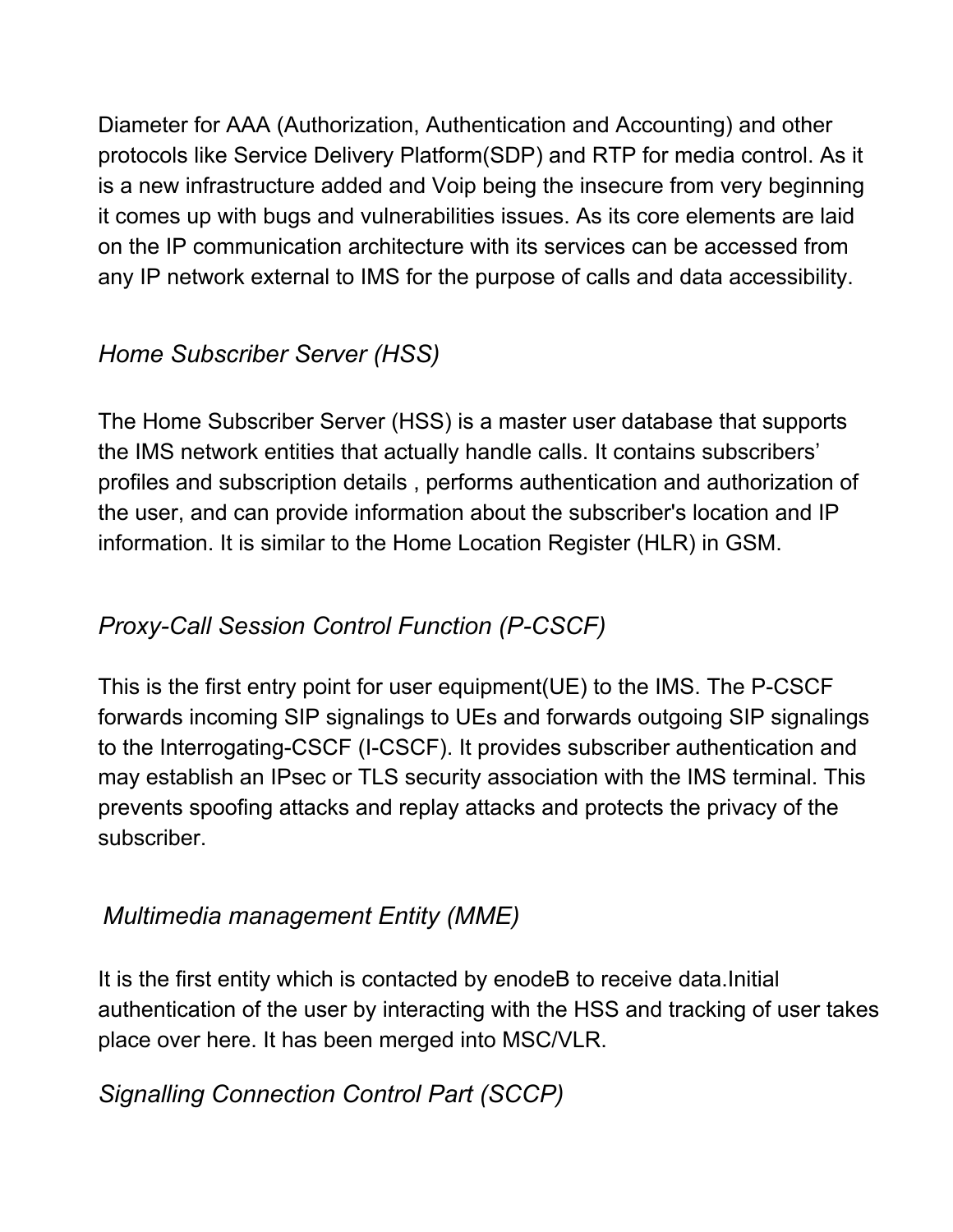Diameter for AAA (Authorization, Authentication and Accounting) and other protocols like Service Delivery Platform(SDP) and RTP for media control. As it is a new infrastructure added and Voip being the insecure from very beginning it comes up with bugs and vulnerabilities issues. As its core elements are laid on the IP communication architecture with its services can be accessed from any IP network external to IMS for the purpose of calls and data accessibility.

### *Home Subscriber Server (HSS)*

The Home Subscriber Server (HSS) is a master user database that supports the IMS network entities that actually handle calls. It contains subscribers' profiles and subscription details , performs authentication and authorization of the user, and can provide information about the subscriber's location and IP information. It is similar to the Home Location Register (HLR) in GSM.

### *Proxy-Call Session Control Function (P-CSCF)*

This is the first entry point for user equipment(UE) to the IMS. The P-CSCF forwards incoming SIP signalings to UEs and forwards outgoing SIP signalings to the Interrogating-CSCF (I-CSCF). It provides subscriber authentication and may establish an IPsec or TLS security association with the IMS terminal. This prevents spoofing attacks and replay attacks and protects the privacy of the subscriber.

### *Multimedia management Entity (MME)*

It is the first entity which is contacted by enodeB to receive data.Initial authentication of the user by interacting with the HSS and tracking of user takes place over here. It has been merged into MSC/VLR.

### *Signalling Connection Control Part (SCCP)*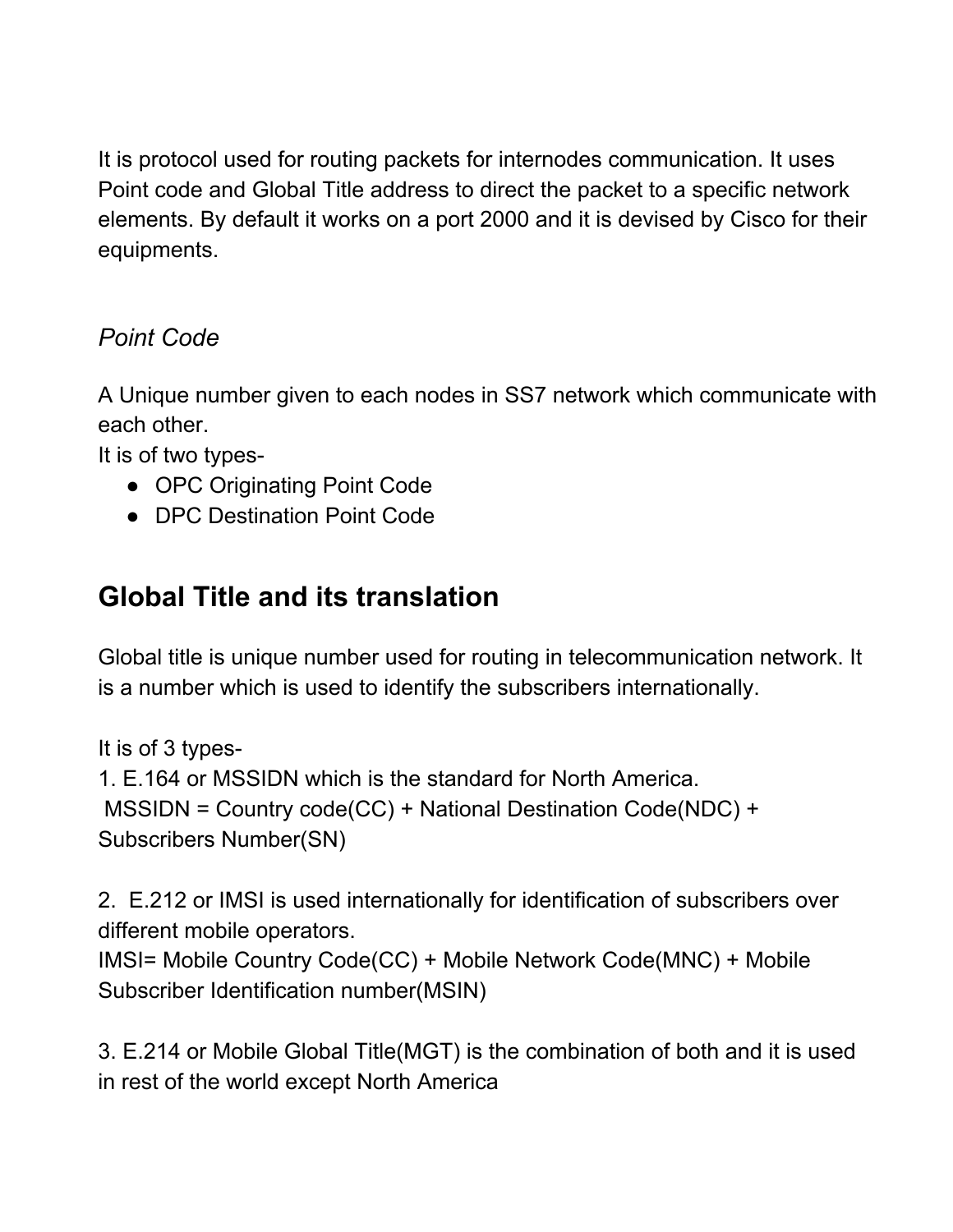It is protocol used for routing packets for internodes communication. It uses Point code and Global Title address to direct the packet to a specific network elements. By default it works on a port 2000 and it is devised by Cisco for their equipments.

*Point Code*

A Unique number given to each nodes in SS7 network which communicate with each other.
It is of two types-

- OPC Originating Point Code
- DPC Destination Point Code

## Global Title and its translation

Global title is unique number used for routing in telecommunication network. It is a number which is used to identify the subscribers internationally.

It is of 3 types-
1. E.164 or MSSIDN which is the standard for North America.
 MSSIDN = Country code(CC) + National Destination Code(NDC) + Subscribers Number(SN)

2. E.212 or IMSI is used internationally for identification of subscribers over different mobile operators.
IMSI= Mobile Country Code(CC) + Mobile Network Code(MNC) + Mobile Subscriber Identification number(MSIN)

3. E.214 or Mobile Global Title(MGT) is the combination of both and it is used in rest of the world except North America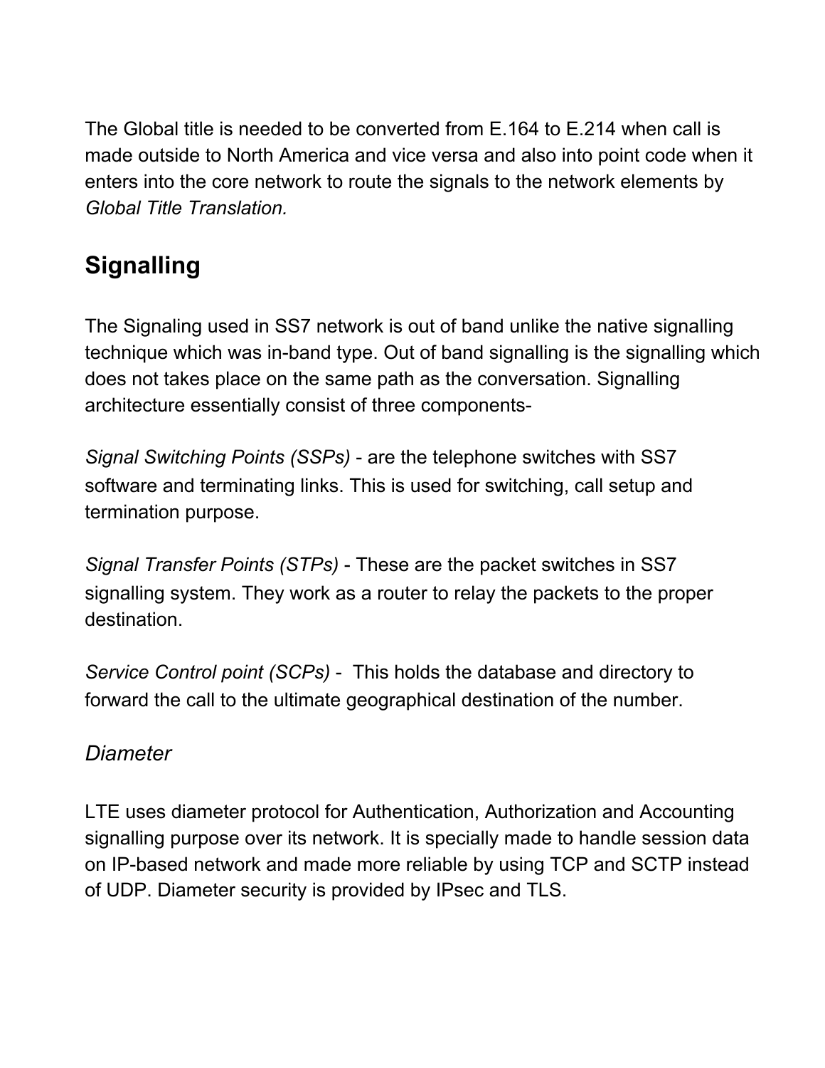The Global title is needed to be converted from E.164 to E.214 when call is made outside to North America and vice versa and also into point code when it enters into the core network to route the signals to the network elements by *Global Title Translation.*

## Signalling

The Signaling used in SS7 network is out of band unlike the native signalling technique which was in-band type. Out of band signalling is the signalling which does not takes place on the same path as the conversation. Signalling architecture essentially consist of three components-

*Signal Switching Points (SSPs)* - are the telephone switches with SS7 software and terminating links. This is used for switching, call setup and termination purpose.

*Signal Transfer Points (STPs)* - These are the packet switches in SS7 signalling system. They work as a router to relay the packets to the proper destination.

*Service Control point (SCPs)* - This holds the database and directory to forward the call to the ultimate geographical destination of the number.

### *Diameter*

LTE uses diameter protocol for Authentication, Authorization and Accounting signalling purpose over its network. It is specially made to handle session data on IP-based network and made more reliable by using TCP and SCTP instead of UDP. Diameter security is provided by IPsec and TLS.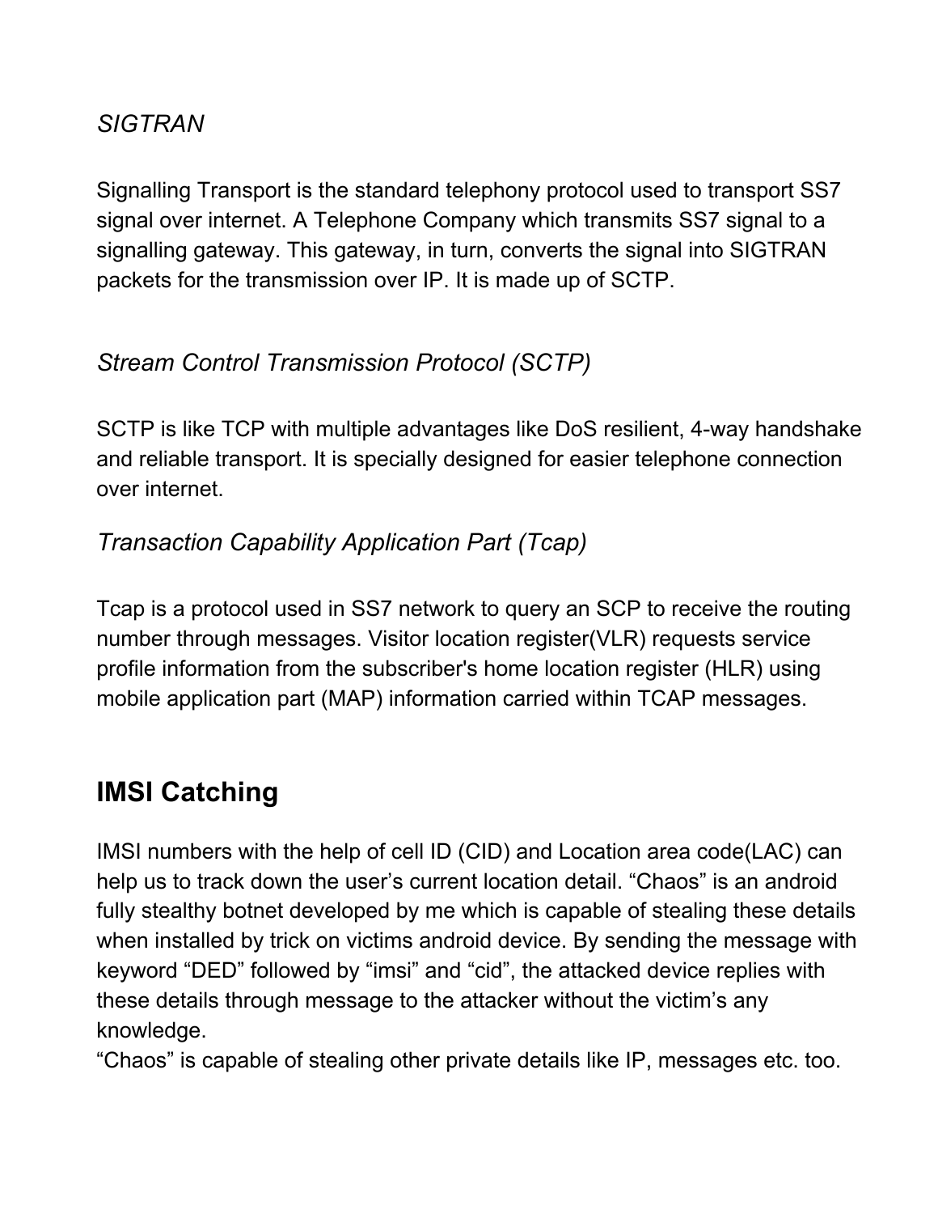*SIGTRAN*

Signalling Transport is the standard telephony protocol used to transport SS7 signal over internet. A Telephone Company which transmits SS7 signal to a signalling gateway. This gateway, in turn, converts the signal into SIGTRAN packets for the transmission over IP. It is made up of SCTP.

*Stream Control Transmission Protocol (SCTP)*

SCTP is like TCP with multiple advantages like DoS resilient, 4-way handshake and reliable transport. It is specially designed for easier telephone connection over internet.

*Transaction Capability Application Part (Tcap)*

Tcap is a protocol used in SS7 network to query an SCP to receive the routing number through messages. Visitor location register(VLR) requests service profile information from the subscriber's home location register (HLR) using mobile application part (MAP) information carried within TCAP messages.

## IMSI Catching

IMSI numbers with the help of cell ID (CID) and Location area code(LAC) can help us to track down the user's current location detail. "Chaos" is an android fully stealthy botnet developed by me which is capable of stealing these details when installed by trick on victims android device. By sending the message with keyword "DED" followed by "imsi" and "cid", the attacked device replies with these details through message to the attacker without the victim's any knowledge.
"Chaos" is capable of stealing other private details like IP, messages etc. too.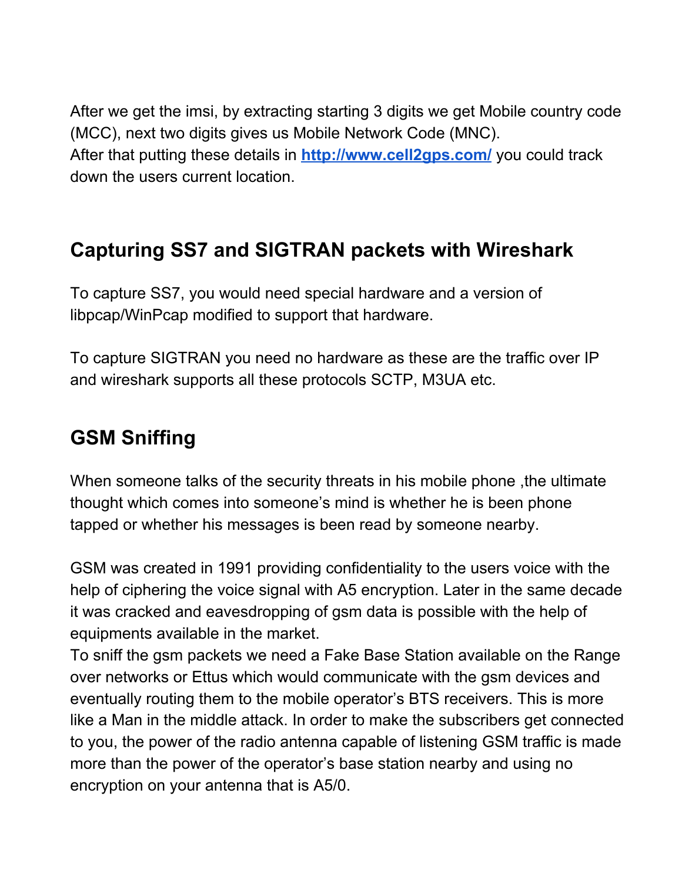After we get the imsi, by extracting starting 3 digits we get Mobile country code (MCC), next two digits gives us Mobile Network Code (MNC).
After that putting these details in **[http://www.cell2gps.com/](http://www.cell2gps.com/)** you could track down the users current location.

## Capturing SS7 and SIGTRAN packets with Wireshark

To capture SS7, you would need special hardware and a version of libpcap/WinPcap modified to support that hardware.

To capture SIGTRAN you need no hardware as these are the traffic over IP and wireshark supports all these protocols SCTP, M3UA etc.

## GSM Sniffing

When someone talks of the security threats in his mobile phone ,the ultimate thought which comes into someone's mind is whether he is been phone tapped or whether his messages is been read by someone nearby.

GSM was created in 1991 providing confidentiality to the users voice with the help of ciphering the voice signal with A5 encryption. Later in the same decade it was cracked and eavesdropping of gsm data is possible with the help of equipments available in the market.
To sniff the gsm packets we need a Fake Base Station available on the Range over networks or Ettus which would communicate with the gsm devices and eventually routing them to the mobile operator's BTS receivers. This is more like a Man in the middle attack. In order to make the subscribers get connected to you, the power of the radio antenna capable of listening GSM traffic is made more than the power of the operator's base station nearby and using no encryption on your antenna that is A5/0.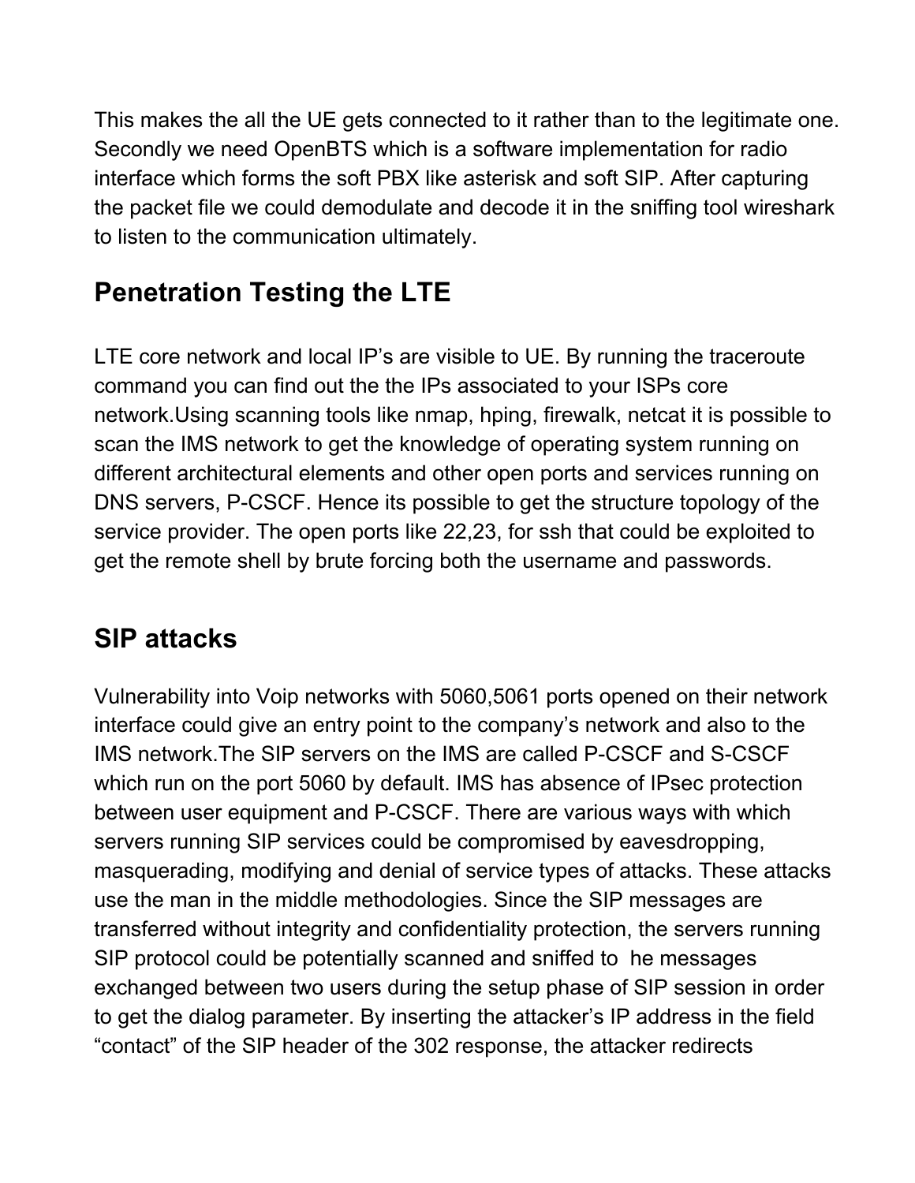This makes the all the UE gets connected to it rather than to the legitimate one. Secondly we need OpenBTS which is a software implementation for radio interface which forms the soft PBX like asterisk and soft SIP. After capturing the packet file we could demodulate and decode it in the sniffing tool wireshark to listen to the communication ultimately.

## Penetration Testing the LTE

LTE core network and local IP's are visible to UE. By running the traceroute command you can find out the the IPs associated to your ISPs core network.Using scanning tools like nmap, hping, firewalk, netcat it is possible to scan the IMS network to get the knowledge of operating system running on different architectural elements and other open ports and services running on DNS servers, P-CSCF. Hence its possible to get the structure topology of the service provider. The open ports like 22,23, for ssh that could be exploited to get the remote shell by brute forcing both the username and passwords.

## SIP attacks

Vulnerability into Voip networks with 5060,5061 ports opened on their network interface could give an entry point to the company's network and also to the IMS network.The SIP servers on the IMS are called P-CSCF and S-CSCF which run on the port 5060 by default. IMS has absence of IPsec protection between user equipment and P-CSCF. There are various ways with which servers running SIP services could be compromised by eavesdropping, masquerading, modifying and denial of service types of attacks. These attacks use the man in the middle methodologies. Since the SIP messages are transferred without integrity and confidentiality protection, the servers running SIP protocol could be potentially scanned and sniffed to he messages exchanged between two users during the setup phase of SIP session in order to get the dialog parameter. By inserting the attacker's IP address in the field "contact" of the SIP header of the 302 response, the attacker redirects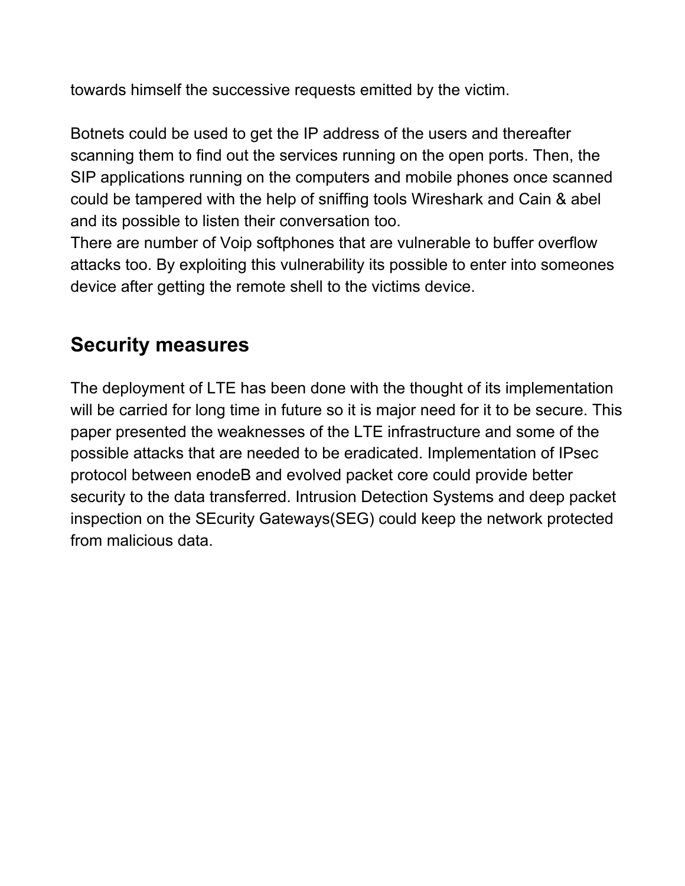towards himself the successive requests emitted by the victim.

Botnets could be used to get the IP address of the users and thereafter scanning them to find out the services running on the open ports. Then, the SIP applications running on the computers and mobile phones once scanned could be tampered with the help of sniffing tools Wireshark and Cain & abel and its possible to listen their conversation too.
There are number of Voip softphones that are vulnerable to buffer overflow attacks too. By exploiting this vulnerability its possible to enter into someones device after getting the remote shell to the victims device.

## Security measures

The deployment of LTE has been done with the thought of its implementation will be carried for long time in future so it is major need for it to be secure. This paper presented the weaknesses of the LTE infrastructure and some of the possible attacks that are needed to be eradicated. Implementation of IPsec protocol between enodeB and evolved packet core could provide better security to the data transferred. Intrusion Detection Systems and deep packet inspection on the SEcurity Gateways(SEG) could keep the network protected from malicious data.